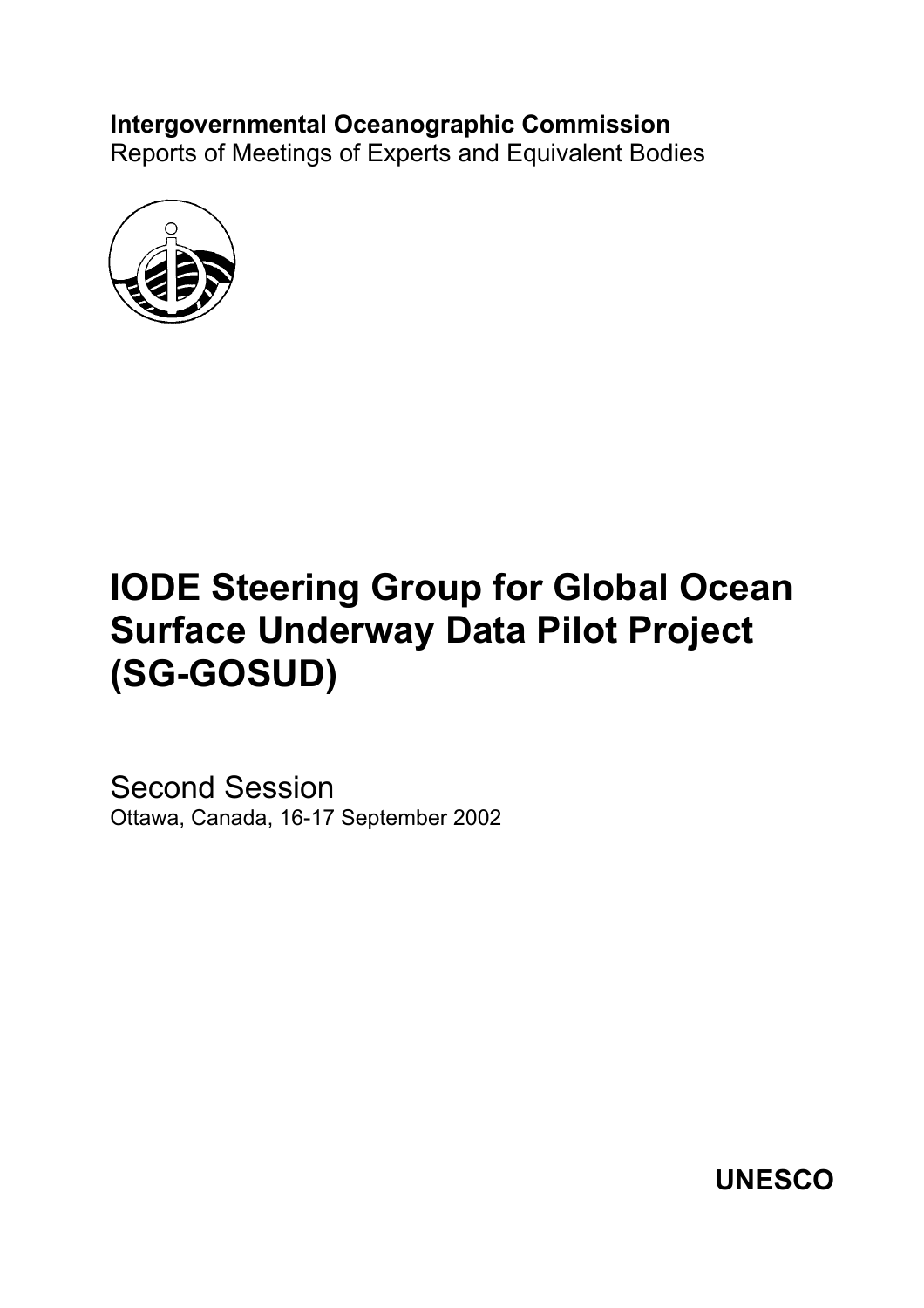**Intergovernmental Oceanographic Commission**
Reports of Meetings of Experts and Equivalent Bodies

# IODE Steering Group for Global Ocean Surface Underway Data Pilot Project (SG-GOSUD)

Second Session
Ottawa, Canada, 16-17 September 2002

**UNESCO**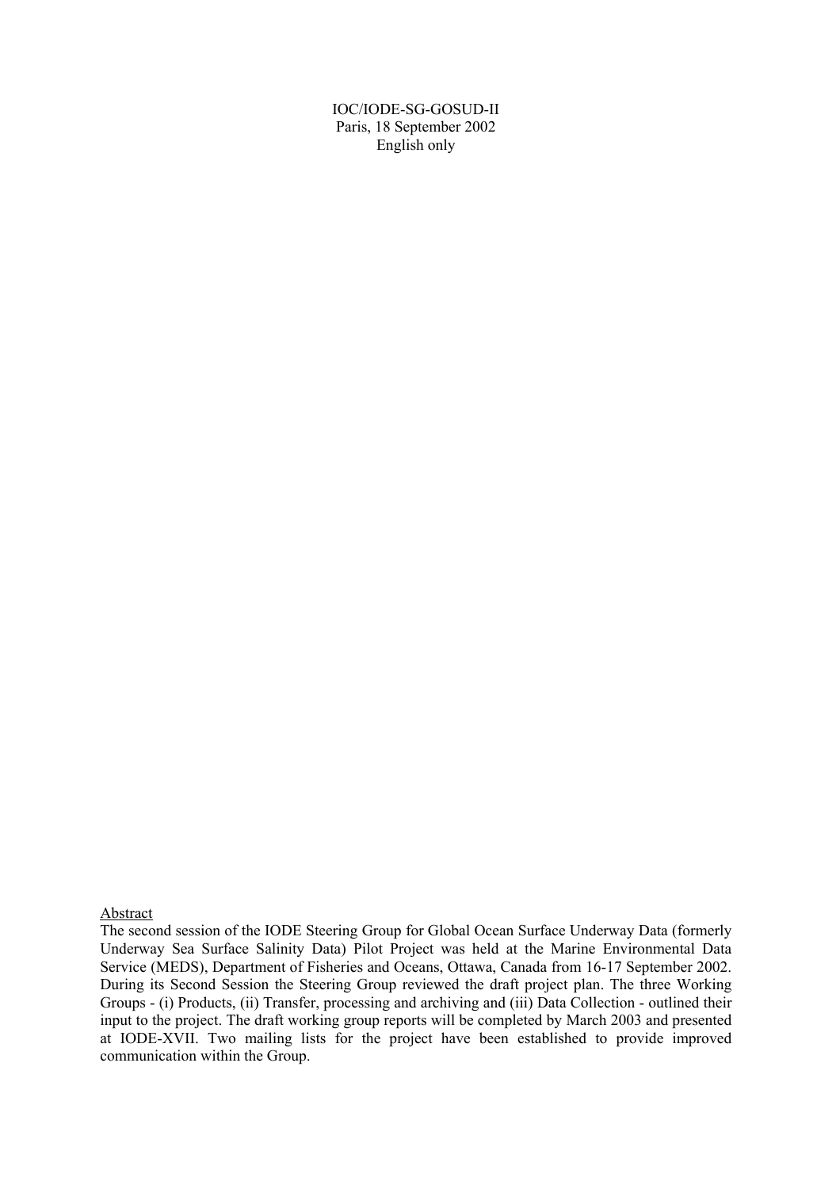IOC/IODE-SG-GOSUD-II
Paris, 18 September 2002
English only

Abstract

The second session of the IODE Steering Group for Global Ocean Surface Underway Data (formerly Underway Sea Surface Salinity Data) Pilot Project was held at the Marine Environmental Data Service (MEDS), Department of Fisheries and Oceans, Ottawa, Canada from 16-17 September 2002. During its Second Session the Steering Group reviewed the draft project plan. The three Working Groups - (i) Products, (ii) Transfer, processing and archiving and (iii) Data Collection - outlined their input to the project. The draft working group reports will be completed by March 2003 and presented at IODE-XVII. Two mailing lists for the project have been established to provide improved communication within the Group.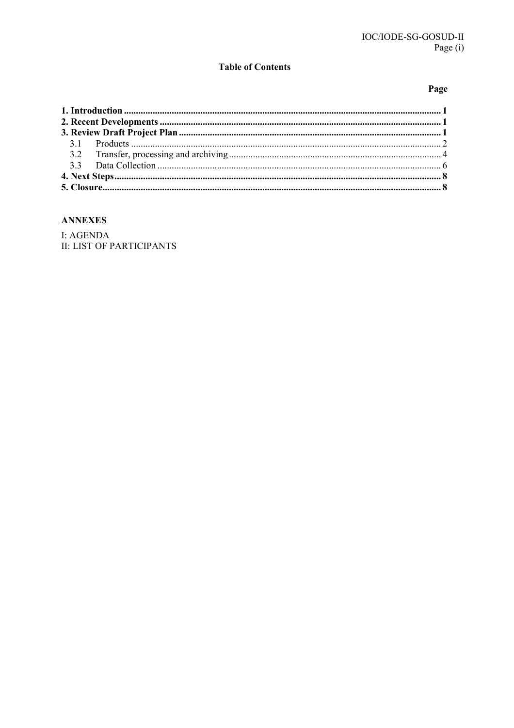**Table of Contents**

| | Page |
|---|---|
| **1. Introduction** | **1** |
| **2. Recent Developments** | **1** |
| **3. Review Draft Project Plan** | **1** |
| 3.1 Products | 2 |
| 3.2 Transfer, processing and archiving | 4 |
| 3.3 Data Collection | 6 |
| **4. Next Steps** | **8** |
| **5. Closure** | **8** |

**ANNEXES**

I: AGENDA
II: LIST OF PARTICIPANTS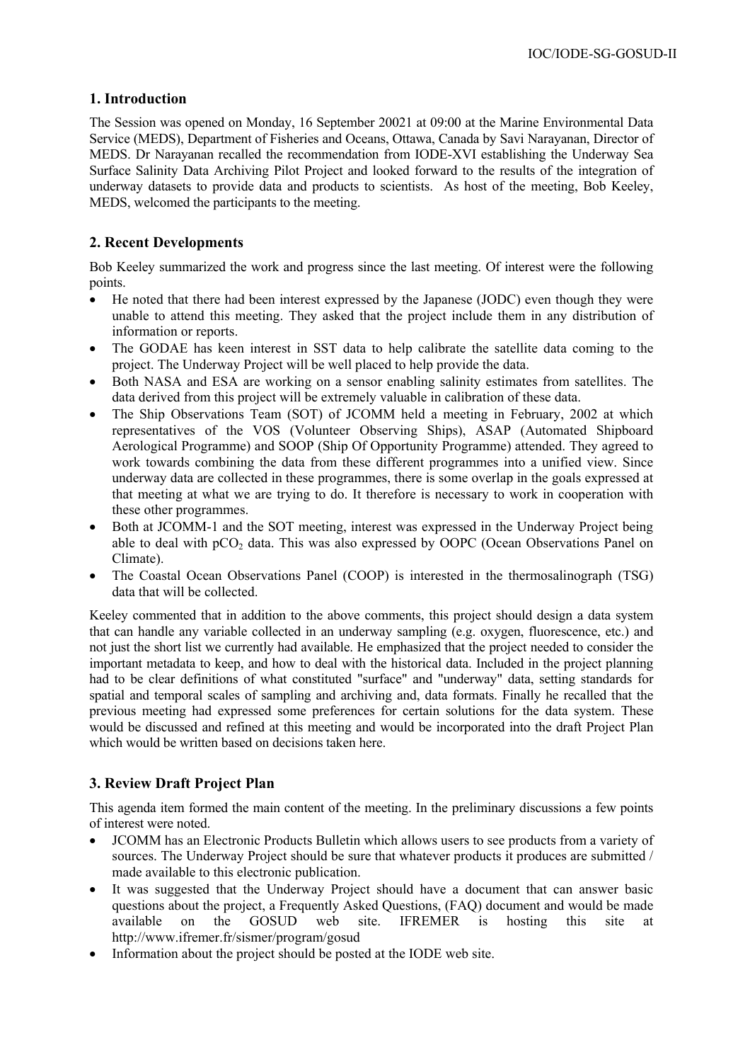## 1. Introduction

The Session was opened on Monday, 16 September 20021 at 09:00 at the Marine Environmental Data Service (MEDS), Department of Fisheries and Oceans, Ottawa, Canada by Savi Narayanan, Director of MEDS. Dr Narayanan recalled the recommendation from IODE-XVI establishing the Underway Sea Surface Salinity Data Archiving Pilot Project and looked forward to the results of the integration of underway datasets to provide data and products to scientists. As host of the meeting, Bob Keeley, MEDS, welcomed the participants to the meeting.

## 2. Recent Developments

Bob Keeley summarized the work and progress since the last meeting. Of interest were the following points.

- He noted that there had been interest expressed by the Japanese (JODC) even though they were unable to attend this meeting. They asked that the project include them in any distribution of information or reports.
- The GODAE has keen interest in SST data to help calibrate the satellite data coming to the project. The Underway Project will be well placed to help provide the data.
- Both NASA and ESA are working on a sensor enabling salinity estimates from satellites. The data derived from this project will be extremely valuable in calibration of these data.
- The Ship Observations Team (SOT) of JCOMM held a meeting in February, 2002 at which representatives of the VOS (Volunteer Observing Ships), ASAP (Automated Shipboard Aerological Programme) and SOOP (Ship Of Opportunity Programme) attended. They agreed to work towards combining the data from these different programmes into a unified view. Since underway data are collected in these programmes, there is some overlap in the goals expressed at that meeting at what we are trying to do. It therefore is necessary to work in cooperation with these other programmes.
- Both at JCOMM-1 and the SOT meeting, interest was expressed in the Underway Project being able to deal with $pCO_2$ data. This was also expressed by OOPC (Ocean Observations Panel on Climate).
- The Coastal Ocean Observations Panel (COOP) is interested in the thermosalinograph (TSG) data that will be collected.

Keeley commented that in addition to the above comments, this project should design a data system that can handle any variable collected in an underway sampling (e.g. oxygen, fluorescence, etc.) and not just the short list we currently had available. He emphasized that the project needed to consider the important metadata to keep, and how to deal with the historical data. Included in the project planning had to be clear definitions of what constituted "surface" and "underway" data, setting standards for spatial and temporal scales of sampling and archiving and, data formats. Finally he recalled that the previous meeting had expressed some preferences for certain solutions for the data system. These would be discussed and refined at this meeting and would be incorporated into the draft Project Plan which would be written based on decisions taken here.

## 3. Review Draft Project Plan

This agenda item formed the main content of the meeting. In the preliminary discussions a few points of interest were noted.

- JCOMM has an Electronic Products Bulletin which allows users to see products from a variety of sources. The Underway Project should be sure that whatever products it produces are submitted / made available to this electronic publication.
- It was suggested that the Underway Project should have a document that can answer basic questions about the project, a Frequently Asked Questions, (FAQ) document and would be made available on the GOSUD web site. IFREMER is hosting this site at http://www.ifremer.fr/sismer/program/gosud
- Information about the project should be posted at the IODE web site.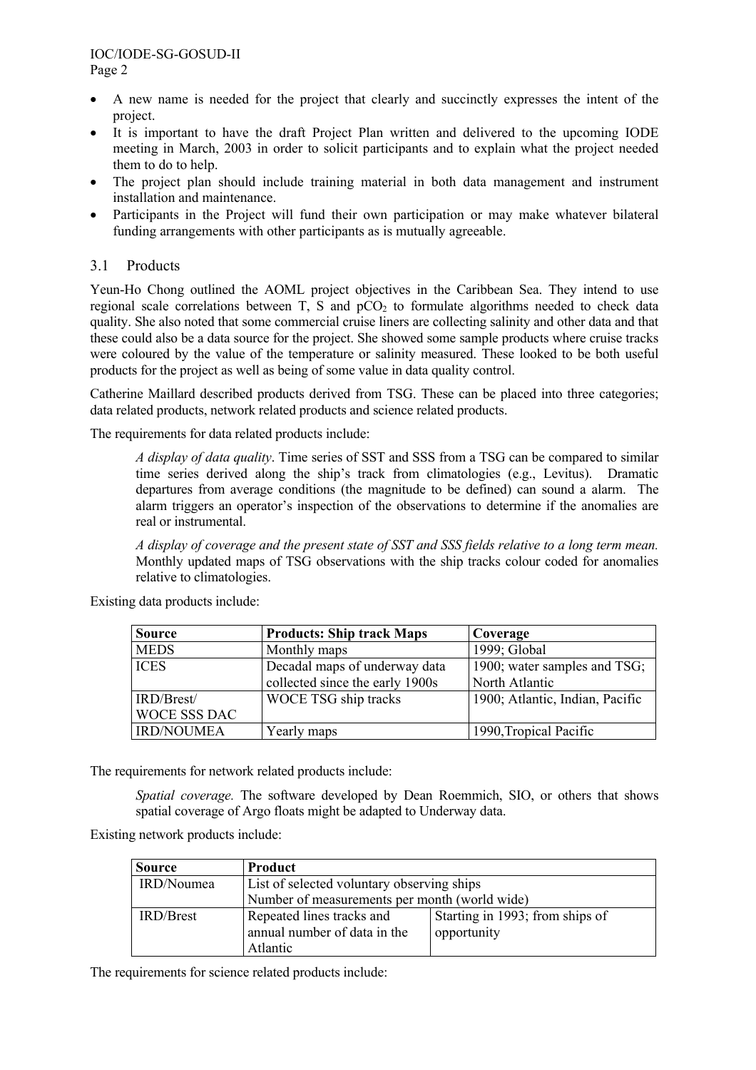- A new name is needed for the project that clearly and succinctly expresses the intent of the project.
- It is important to have the draft Project Plan written and delivered to the upcoming IODE meeting in March, 2003 in order to solicit participants and to explain what the project needed them to do to help.
- The project plan should include training material in both data management and instrument installation and maintenance.
- Participants in the Project will fund their own participation or may make whatever bilateral funding arrangements with other participants as is mutually agreeable.

## 3.1 Products

Yeun-Ho Chong outlined the AOML project objectives in the Caribbean Sea. They intend to use regional scale correlations between T, S and $pCO_2$ to formulate algorithms needed to check data quality. She also noted that some commercial cruise liners are collecting salinity and other data and that these could also be a data source for the project. She showed some sample products where cruise tracks were coloured by the value of the temperature or salinity measured. These looked to be both useful products for the project as well as being of some value in data quality control.

Catherine Maillard described products derived from TSG. These can be placed into three categories; data related products, network related products and science related products.

The requirements for data related products include:

> *A display of data quality*. Time series of SST and SSS from a TSG can be compared to similar time series derived along the ship's track from climatologies (e.g., Levitus). Dramatic departures from average conditions (the magnitude to be defined) can sound a alarm. The alarm triggers an operator's inspection of the observations to determine if the anomalies are real or instrumental.
>
> *A display of coverage and the present state of SST and SSS fields relative to a long term mean.* Monthly updated maps of TSG observations with the ship tracks colour coded for anomalies relative to climatologies.

Existing data products include:

| Source | Products: Ship track Maps | Coverage |
|---|---|---|
| MEDS | Monthly maps | 1999; Global |
| ICES | Decadal maps of underway data collected since the early 1900s | 1900; water samples and TSG; North Atlantic |
| IRD/Brest/ WOCE SSS DAC | WOCE TSG ship tracks | 1900; Atlantic, Indian, Pacific |
| IRD/NOUMEA | Yearly maps | 1990,Tropical Pacific |

The requirements for network related products include:

> *Spatial coverage.* The software developed by Dean Roemmich, SIO, or others that shows spatial coverage of Argo floats might be adapted to Underway data.

Existing network products include:

| Source | Product | |
|---|---|---|
| IRD/Noumea | List of selected voluntary observing ships<br>Number of measurements per month (world wide) | |
| IRD/Brest | Repeated lines tracks and annual number of data in the Atlantic | Starting in 1993; from ships of opportunity |

The requirements for science related products include: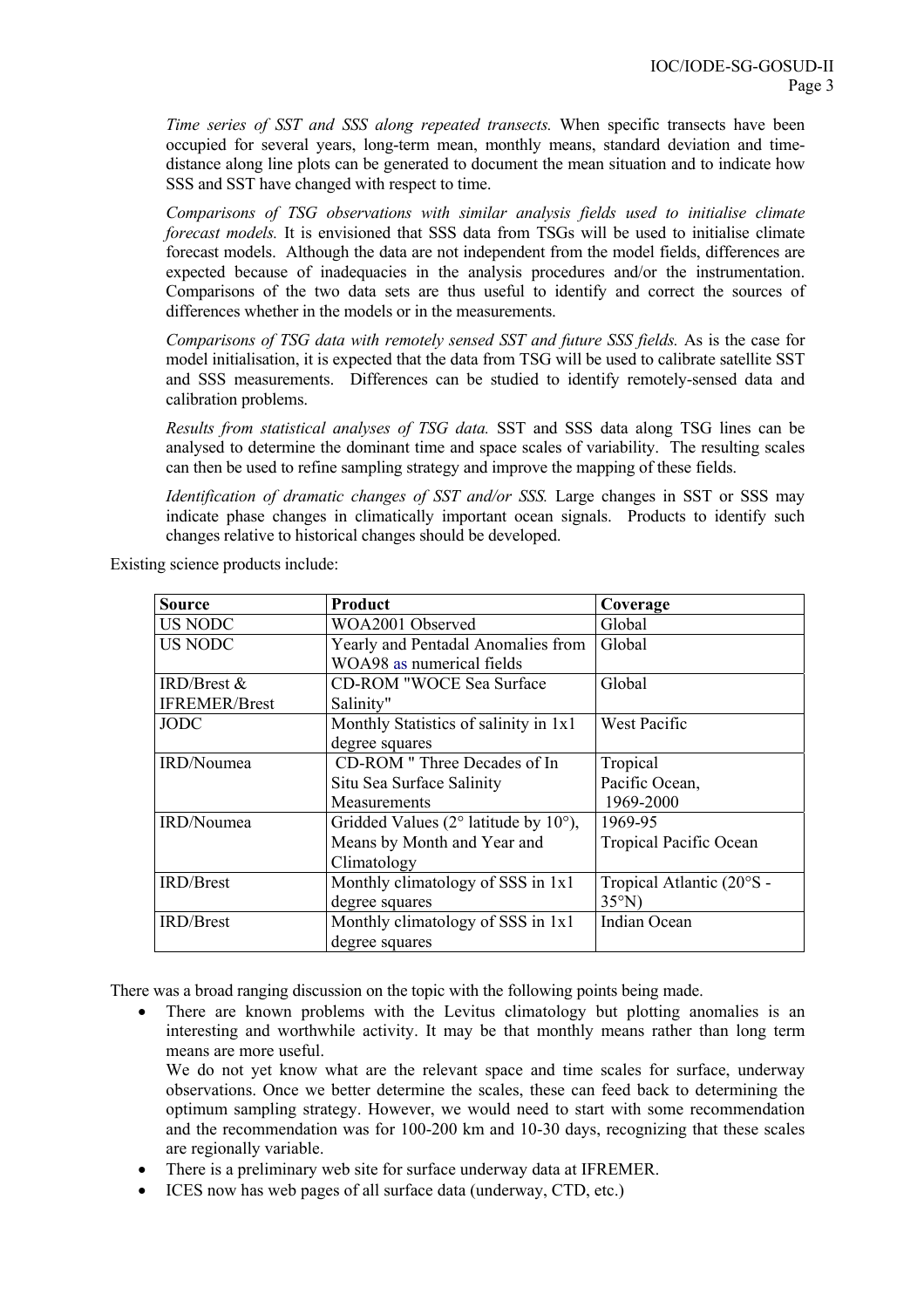*Time series of SST and SSS along repeated transects.* When specific transects have been occupied for several years, long-term mean, monthly means, standard deviation and time-distance along line plots can be generated to document the mean situation and to indicate how SSS and SST have changed with respect to time.

*Comparisons of TSG observations with similar analysis fields used to initialise climate forecast models.* It is envisioned that SSS data from TSGs will be used to initialise climate forecast models. Although the data are not independent from the model fields, differences are expected because of inadequacies in the analysis procedures and/or the instrumentation. Comparisons of the two data sets are thus useful to identify and correct the sources of differences whether in the models or in the measurements.

*Comparisons of TSG data with remotely sensed SST and future SSS fields.* As is the case for model initialisation, it is expected that the data from TSG will be used to calibrate satellite SST and SSS measurements. Differences can be studied to identify remotely-sensed data and calibration problems.

*Results from statistical analyses of TSG data.* SST and SSS data along TSG lines can be analysed to determine the dominant time and space scales of variability. The resulting scales can then be used to refine sampling strategy and improve the mapping of these fields.

*Identification of dramatic changes of SST and/or SSS.* Large changes in SST or SSS may indicate phase changes in climatically important ocean signals. Products to identify such changes relative to historical changes should be developed.

Existing science products include:

| Source | Product | Coverage |
|---|---|---|
| US NODC | WOA2001 Observed | Global |
| US NODC | Yearly and Pentadal Anomalies from WOA98 as numerical fields | Global |
| IRD/Brest & IFREMER/Brest | CD-ROM "WOCE Sea Surface Salinity" | Global |
| JODC | Monthly Statistics of salinity in 1x1 degree squares | West Pacific |
| IRD/Noumea | CD-ROM " Three Decades of In Situ Sea Surface Salinity Measurements | Tropical Pacific Ocean, 1969-2000 |
| IRD/Noumea | Gridded Values (2° latitude by 10°), Means by Month and Year and Climatology | 1969-95 Tropical Pacific Ocean |
| IRD/Brest | Monthly climatology of SSS in 1x1 degree squares | Tropical Atlantic (20°S - 35°N) |
| IRD/Brest | Monthly climatology of SSS in 1x1 degree squares | Indian Ocean |

There was a broad ranging discussion on the topic with the following points being made.

- There are known problems with the Levitus climatology but plotting anomalies is an interesting and worthwhile activity. It may be that monthly means rather than long term means are more useful.
  We do not yet know what are the relevant space and time scales for surface, underway observations. Once we better determine the scales, these can feed back to determining the optimum sampling strategy. However, we would need to start with some recommendation and the recommendation was for 100-200 km and 10-30 days, recognizing that these scales are regionally variable.
- There is a preliminary web site for surface underway data at IFREMER.
- ICES now has web pages of all surface data (underway, CTD, etc.)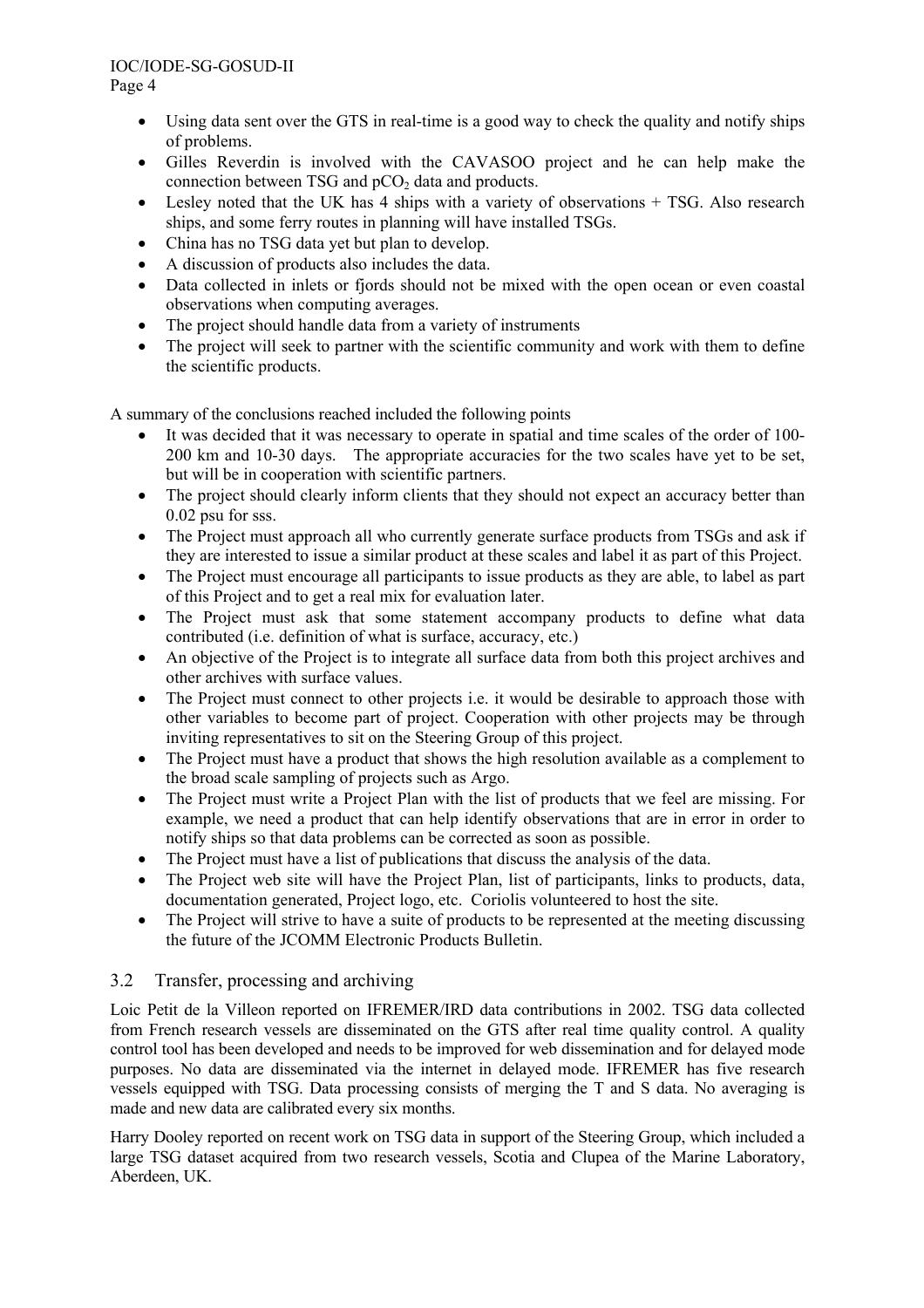- Using data sent over the GTS in real-time is a good way to check the quality and notify ships of problems.
- Gilles Reverdin is involved with the CAVASOO project and he can help make the connection between TSG and $pCO_2$ data and products.
- Lesley noted that the UK has 4 ships with a variety of observations + TSG. Also research ships, and some ferry routes in planning will have installed TSGs.
- China has no TSG data yet but plan to develop.
- A discussion of products also includes the data.
- Data collected in inlets or fjords should not be mixed with the open ocean or even coastal observations when computing averages.
- The project should handle data from a variety of instruments
- The project will seek to partner with the scientific community and work with them to define the scientific products.

A summary of the conclusions reached included the following points

- It was decided that it was necessary to operate in spatial and time scales of the order of 100-200 km and 10-30 days. The appropriate accuracies for the two scales have yet to be set, but will be in cooperation with scientific partners.
- The project should clearly inform clients that they should not expect an accuracy better than 0.02 psu for sss.
- The Project must approach all who currently generate surface products from TSGs and ask if they are interested to issue a similar product at these scales and label it as part of this Project.
- The Project must encourage all participants to issue products as they are able, to label as part of this Project and to get a real mix for evaluation later.
- The Project must ask that some statement accompany products to define what data contributed (i.e. definition of what is surface, accuracy, etc.)
- An objective of the Project is to integrate all surface data from both this project archives and other archives with surface values.
- The Project must connect to other projects i.e. it would be desirable to approach those with other variables to become part of project. Cooperation with other projects may be through inviting representatives to sit on the Steering Group of this project.
- The Project must have a product that shows the high resolution available as a complement to the broad scale sampling of projects such as Argo.
- The Project must write a Project Plan with the list of products that we feel are missing. For example, we need a product that can help identify observations that are in error in order to notify ships so that data problems can be corrected as soon as possible.
- The Project must have a list of publications that discuss the analysis of the data.
- The Project web site will have the Project Plan, list of participants, links to products, data, documentation generated, Project logo, etc. Coriolis volunteered to host the site.
- The Project will strive to have a suite of products to be represented at the meeting discussing the future of the JCOMM Electronic Products Bulletin.

## 3.2 Transfer, processing and archiving

Loic Petit de la Villeon reported on IFREMER/IRD data contributions in 2002. TSG data collected from French research vessels are disseminated on the GTS after real time quality control. A quality control tool has been developed and needs to be improved for web dissemination and for delayed mode purposes. No data are disseminated via the internet in delayed mode. IFREMER has five research vessels equipped with TSG. Data processing consists of merging the T and S data. No averaging is made and new data are calibrated every six months.

Harry Dooley reported on recent work on TSG data in support of the Steering Group, which included a large TSG dataset acquired from two research vessels, Scotia and Clupea of the Marine Laboratory, Aberdeen, UK.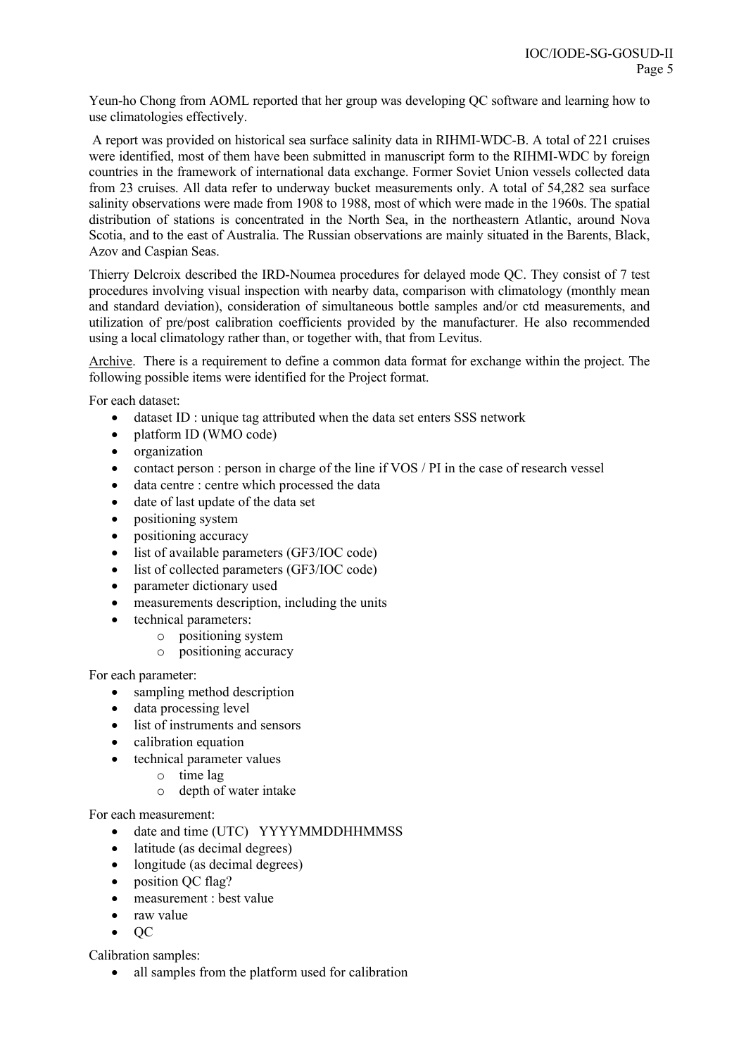Yeun-ho Chong from AOML reported that her group was developing QC software and learning how to use climatologies effectively.

A report was provided on historical sea surface salinity data in RIHMI-WDC-B. A total of 221 cruises were identified, most of them have been submitted in manuscript form to the RIHMI-WDC by foreign countries in the framework of international data exchange. Former Soviet Union vessels collected data from 23 cruises. All data refer to underway bucket measurements only. A total of 54,282 sea surface salinity observations were made from 1908 to 1988, most of which were made in the 1960s. The spatial distribution of stations is concentrated in the North Sea, in the northeastern Atlantic, around Nova Scotia, and to the east of Australia. The Russian observations are mainly situated in the Barents, Black, Azov and Caspian Seas.

Thierry Delcroix described the IRD-Noumea procedures for delayed mode QC. They consist of 7 test procedures involving visual inspection with nearby data, comparison with climatology (monthly mean and standard deviation), consideration of simultaneous bottle samples and/or ctd measurements, and utilization of pre/post calibration coefficients provided by the manufacturer. He also recommended using a local climatology rather than, or together with, that from Levitus.

<u>Archive</u>. There is a requirement to define a common data format for exchange within the project. The following possible items were identified for the Project format.

For each dataset:

- dataset ID : unique tag attributed when the data set enters SSS network
- platform ID (WMO code)
- organization
- contact person : person in charge of the line if VOS / PI in the case of research vessel
- data centre : centre which processed the data
- date of last update of the data set
- positioning system
- positioning accuracy
- list of available parameters (GF3/IOC code)
- list of collected parameters (GF3/IOC code)
- parameter dictionary used
- measurements description, including the units
- technical parameters:
  - positioning system
  - positioning accuracy

For each parameter:

- sampling method description
- data processing level
- list of instruments and sensors
- calibration equation
- technical parameter values
  - time lag
  - depth of water intake

For each measurement:

- date and time (UTC) YYYYMMDDHHMMSS
- latitude (as decimal degrees)
- longitude (as decimal degrees)
- position QC flag?
- measurement : best value
- raw value
- QC

Calibration samples:

- all samples from the platform used for calibration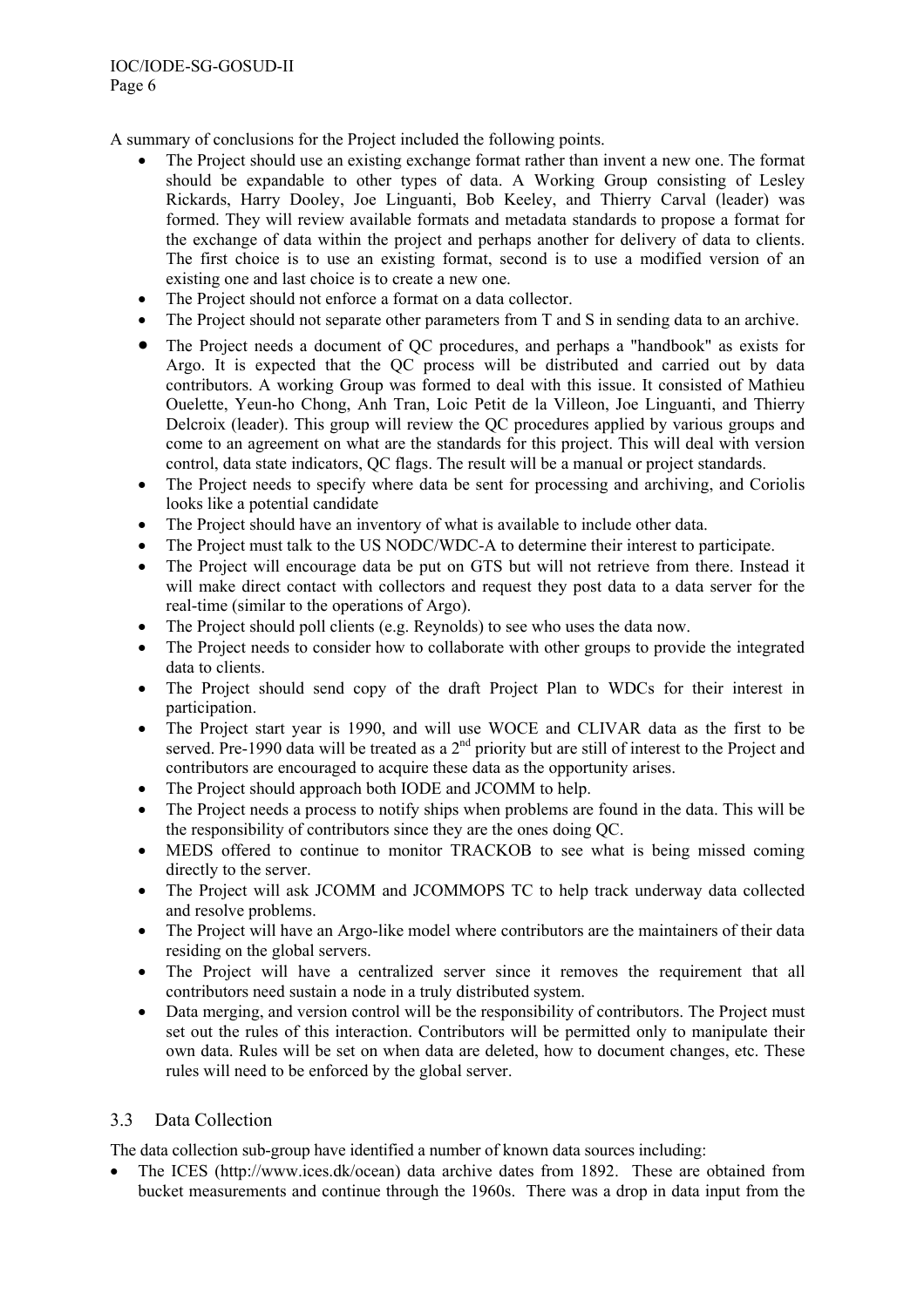A summary of conclusions for the Project included the following points.

- The Project should use an existing exchange format rather than invent a new one. The format should be expandable to other types of data. A Working Group consisting of Lesley Rickards, Harry Dooley, Joe Linguanti, Bob Keeley, and Thierry Carval (leader) was formed. They will review available formats and metadata standards to propose a format for the exchange of data within the project and perhaps another for delivery of data to clients. The first choice is to use an existing format, second is to use a modified version of an existing one and last choice is to create a new one.
- The Project should not enforce a format on a data collector.
- The Project should not separate other parameters from T and S in sending data to an archive.
- The Project needs a document of QC procedures, and perhaps a "handbook" as exists for Argo. It is expected that the QC process will be distributed and carried out by data contributors. A working Group was formed to deal with this issue. It consisted of Mathieu Ouelette, Yeun-ho Chong, Anh Tran, Loic Petit de la Villeon, Joe Linguanti, and Thierry Delcroix (leader). This group will review the QC procedures applied by various groups and come to an agreement on what are the standards for this project. This will deal with version control, data state indicators, QC flags. The result will be a manual or project standards.
- The Project needs to specify where data be sent for processing and archiving, and Coriolis looks like a potential candidate
- The Project should have an inventory of what is available to include other data.
- The Project must talk to the US NODC/WDC-A to determine their interest to participate.
- The Project will encourage data be put on GTS but will not retrieve from there. Instead it will make direct contact with collectors and request they post data to a data server for the real-time (similar to the operations of Argo).
- The Project should poll clients (e.g. Reynolds) to see who uses the data now.
- The Project needs to consider how to collaborate with other groups to provide the integrated data to clients.
- The Project should send copy of the draft Project Plan to WDCs for their interest in participation.
- The Project start year is 1990, and will use WOCE and CLIVAR data as the first to be served. Pre-1990 data will be treated as a 2nd priority but are still of interest to the Project and contributors are encouraged to acquire these data as the opportunity arises.
- The Project should approach both IODE and JCOMM to help.
- The Project needs a process to notify ships when problems are found in the data. This will be the responsibility of contributors since they are the ones doing QC.
- MEDS offered to continue to monitor TRACKOB to see what is being missed coming directly to the server.
- The Project will ask JCOMM and JCOMMOPS TC to help track underway data collected and resolve problems.
- The Project will have an Argo-like model where contributors are the maintainers of their data residing on the global servers.
- The Project will have a centralized server since it removes the requirement that all contributors need sustain a node in a truly distributed system.
- Data merging, and version control will be the responsibility of contributors. The Project must set out the rules of this interaction. Contributors will be permitted only to manipulate their own data. Rules will be set on when data are deleted, how to document changes, etc. These rules will need to be enforced by the global server.

## 3.3 Data Collection

The data collection sub-group have identified a number of known data sources including:

- The ICES (http://www.ices.dk/ocean) data archive dates from 1892. These are obtained from bucket measurements and continue through the 1960s. There was a drop in data input from the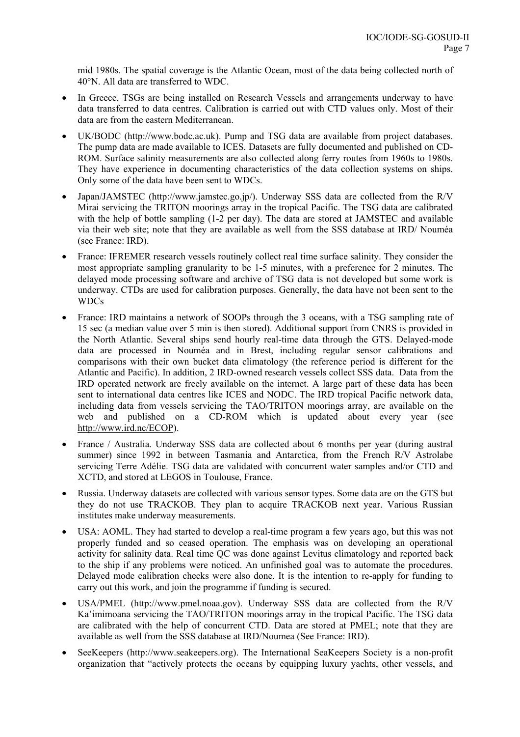mid 1980s. The spatial coverage is the Atlantic Ocean, most of the data being collected north of 40°N. All data are transferred to WDC.

- In Greece, TSGs are being installed on Research Vessels and arrangements underway to have data transferred to data centres. Calibration is carried out with CTD values only. Most of their data are from the eastern Mediterranean.
- UK/BODC (http://www.bodc.ac.uk). Pump and TSG data are available from project databases. The pump data are made available to ICES. Datasets are fully documented and published on CD-ROM. Surface salinity measurements are also collected along ferry routes from 1960s to 1980s. They have experience in documenting characteristics of the data collection systems on ships. Only some of the data have been sent to WDCs.
- Japan/JAMSTEC (http://www.jamstec.go.jp/). Underway SSS data are collected from the R/V Mirai servicing the TRITON moorings array in the tropical Pacific. The TSG data are calibrated with the help of bottle sampling (1-2 per day). The data are stored at JAMSTEC and available via their web site; note that they are available as well from the SSS database at IRD/ Nouméa (see France: IRD).
- France: IFREMER research vessels routinely collect real time surface salinity. They consider the most appropriate sampling granularity to be 1-5 minutes, with a preference for 2 minutes. The delayed mode processing software and archive of TSG data is not developed but some work is underway. CTDs are used for calibration purposes. Generally, the data have not been sent to the WDCs
- France: IRD maintains a network of SOOPs through the 3 oceans, with a TSG sampling rate of 15 sec (a median value over 5 min is then stored). Additional support from CNRS is provided in the North Atlantic. Several ships send hourly real-time data through the GTS. Delayed-mode data are processed in Nouméa and in Brest, including regular sensor calibrations and comparisons with their own bucket data climatology (the reference period is different for the Atlantic and Pacific). In addition, 2 IRD-owned research vessels collect SSS data. Data from the IRD operated network are freely available on the internet. A large part of these data has been sent to international data centres like ICES and NODC. The IRD tropical Pacific network data, including data from vessels servicing the TAO/TRITON moorings array, are available on the web and published on a CD-ROM which is updated about every year (see http://www.ird.nc/ECOP).
- France / Australia. Underway SSS data are collected about 6 months per year (during austral summer) since 1992 in between Tasmania and Antarctica, from the French R/V Astrolabe servicing Terre Adélie. TSG data are validated with concurrent water samples and/or CTD and XCTD, and stored at LEGOS in Toulouse, France.
- Russia. Underway datasets are collected with various sensor types. Some data are on the GTS but they do not use TRACKOB. They plan to acquire TRACKOB next year. Various Russian institutes make underway measurements.
- USA: AOML. They had started to develop a real-time program a few years ago, but this was not properly funded and so ceased operation. The emphasis was on developing an operational activity for salinity data. Real time QC was done against Levitus climatology and reported back to the ship if any problems were noticed. An unfinished goal was to automate the procedures. Delayed mode calibration checks were also done. It is the intention to re-apply for funding to carry out this work, and join the programme if funding is secured.
- USA/PMEL (http://www.pmel.noaa.gov). Underway SSS data are collected from the R/V Ka'imimoana servicing the TAO/TRITON moorings array in the tropical Pacific. The TSG data are calibrated with the help of concurrent CTD. Data are stored at PMEL; note that they are available as well from the SSS database at IRD/Noumea (See France: IRD).
- SeeKeepers (http://www.seakeepers.org). The International SeaKeepers Society is a non-profit organization that "actively protects the oceans by equipping luxury yachts, other vessels, and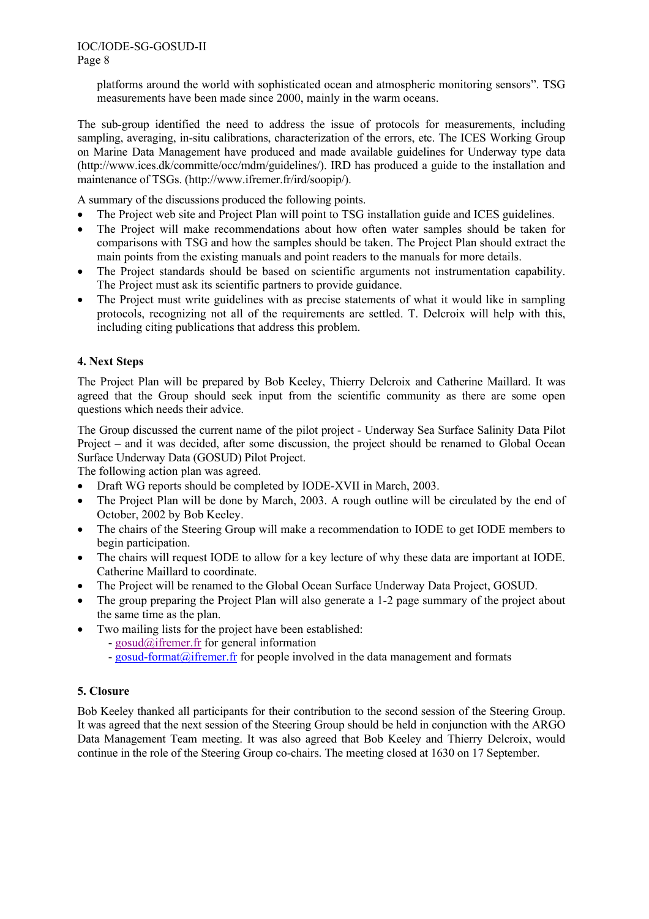platforms around the world with sophisticated ocean and atmospheric monitoring sensors". TSG measurements have been made since 2000, mainly in the warm oceans.

The sub-group identified the need to address the issue of protocols for measurements, including sampling, averaging, in-situ calibrations, characterization of the errors, etc. The ICES Working Group on Marine Data Management have produced and made available guidelines for Underway type data (http://www.ices.dk/committe/occ/mdm/guidelines/). IRD has produced a guide to the installation and maintenance of TSGs. (http://www.ifremer.fr/ird/soopip/).

A summary of the discussions produced the following points.

- The Project web site and Project Plan will point to TSG installation guide and ICES guidelines.
- The Project will make recommendations about how often water samples should be taken for comparisons with TSG and how the samples should be taken. The Project Plan should extract the main points from the existing manuals and point readers to the manuals for more details.
- The Project standards should be based on scientific arguments not instrumentation capability. The Project must ask its scientific partners to provide guidance.
- The Project must write guidelines with as precise statements of what it would like in sampling protocols, recognizing not all of the requirements are settled. T. Delcroix will help with this, including citing publications that address this problem.

## 4. Next Steps

The Project Plan will be prepared by Bob Keeley, Thierry Delcroix and Catherine Maillard. It was agreed that the Group should seek input from the scientific community as there are some open questions which needs their advice.

The Group discussed the current name of the pilot project - Underway Sea Surface Salinity Data Pilot Project – and it was decided, after some discussion, the project should be renamed to Global Ocean Surface Underway Data (GOSUD) Pilot Project.

The following action plan was agreed.

- Draft WG reports should be completed by IODE-XVII in March, 2003.
- The Project Plan will be done by March, 2003. A rough outline will be circulated by the end of October, 2002 by Bob Keeley.
- The chairs of the Steering Group will make a recommendation to IODE to get IODE members to begin participation.
- The chairs will request IODE to allow for a key lecture of why these data are important at IODE. Catherine Maillard to coordinate.
- The Project will be renamed to the Global Ocean Surface Underway Data Project, GOSUD.
- The group preparing the Project Plan will also generate a 1-2 page summary of the project about the same time as the plan.
- Two mailing lists for the project have been established:
  - gosud@ifremer.fr for general information
  - gosud-format@ifremer.fr for people involved in the data management and formats

## 5. Closure

Bob Keeley thanked all participants for their contribution to the second session of the Steering Group. It was agreed that the next session of the Steering Group should be held in conjunction with the ARGO Data Management Team meeting. It was also agreed that Bob Keeley and Thierry Delcroix, would continue in the role of the Steering Group co-chairs. The meeting closed at 1630 on 17 September.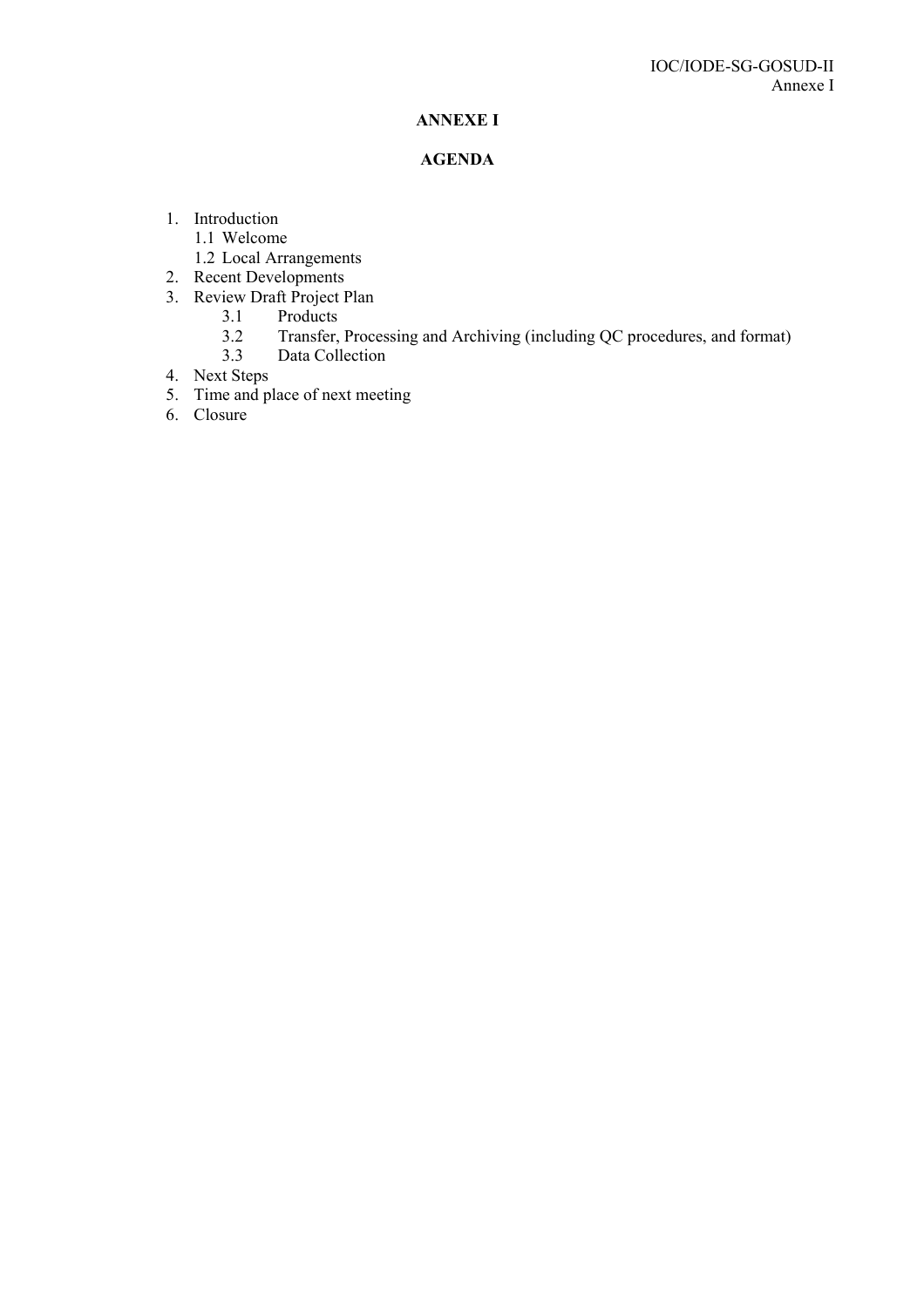## ANNEXE I

## AGENDA

1. Introduction
   1.1 Welcome
   1.2 Local Arrangements
2. Recent Developments
3. Review Draft Project Plan
   3.1 Products
   3.2 Transfer, Processing and Archiving (including QC procedures, and format)
   3.3 Data Collection
4. Next Steps
5. Time and place of next meeting
6. Closure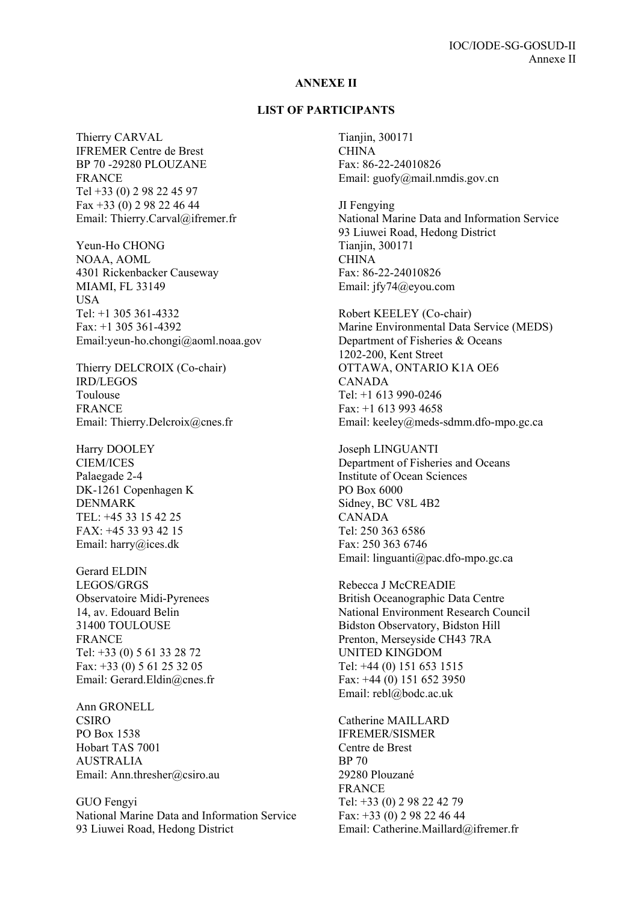## ANNEXE II

## LIST OF PARTICIPANTS

Thierry CARVAL
IFREMER Centre de Brest
BP 70 -29280 PLOUZANE
FRANCE
Tel +33 (0) 2 98 22 45 97
Fax +33 (0) 2 98 22 46 44
Email: Thierry.Carval@ifremer.fr

Yeun-Ho CHONG
NOAA, AOML
4301 Rickenbacker Causeway
MIAMI, FL 33149
USA
Tel: +1 305 361-4332
Fax: +1 305 361-4392
Email:yeun-ho.chongi@aoml.noaa.gov

Thierry DELCROIX (Co-chair)
IRD/LEGOS
Toulouse
FRANCE
Email: Thierry.Delcroix@cnes.fr

Harry DOOLEY
CIEM/ICES
Palaegade 2-4
DK-1261 Copenhagen K
DENMARK
TEL: +45 33 15 42 25
FAX: +45 33 93 42 15
Email: harry@ices.dk

Gerard ELDIN
LEGOS/GRGS
Observatoire Midi-Pyrenees
14, av. Edouard Belin
31400 TOULOUSE
FRANCE
Tel: +33 (0) 5 61 33 28 72
Fax: +33 (0) 5 61 25 32 05
Email: Gerard.Eldin@cnes.fr

Ann GRONELL
CSIRO
PO Box 1538
Hobart TAS 7001
AUSTRALIA
Email: Ann.thresher@csiro.au

GUO Fengyi
National Marine Data and Information Service
93 Liuwei Road, Hedong District
Tianjin, 300171
CHINA
Fax: 86-22-24010826
Email: guofy@mail.nmdis.gov.cn

JI Fengying
National Marine Data and Information Service
93 Liuwei Road, Hedong District
Tianjin, 300171
CHINA
Fax: 86-22-24010826
Email: jfy74@eyou.com

Robert KEELEY (Co-chair)
Marine Environmental Data Service (MEDS)
Department of Fisheries & Oceans
1202-200, Kent Street
OTTAWA, ONTARIO K1A OE6
CANADA
Tel: +1 613 990-0246
Fax: +1 613 993 4658
Email: keeley@meds-sdmm.dfo-mpo.gc.ca

Joseph LINGUANTI
Department of Fisheries and Oceans
Institute of Ocean Sciences
PO Box 6000
Sidney, BC V8L 4B2
CANADA
Tel: 250 363 6586
Fax: 250 363 6746
Email: linguanti@pac.dfo-mpo.gc.ca

Rebecca J McCREADIE
British Oceanographic Data Centre
National Environment Research Council
Bidston Observatory, Bidston Hill
Prenton, Merseyside CH43 7RA
UNITED KINGDOM
Tel: +44 (0) 151 653 1515
Fax: +44 (0) 151 652 3950
Email: rebl@bodc.ac.uk

Catherine MAILLARD
IFREMER/SISMER
Centre de Brest
BP 70
29280 Plouzané
FRANCE
Tel: +33 (0) 2 98 22 42 79
Fax: +33 (0) 2 98 22 46 44
Email: Catherine.Maillard@ifremer.fr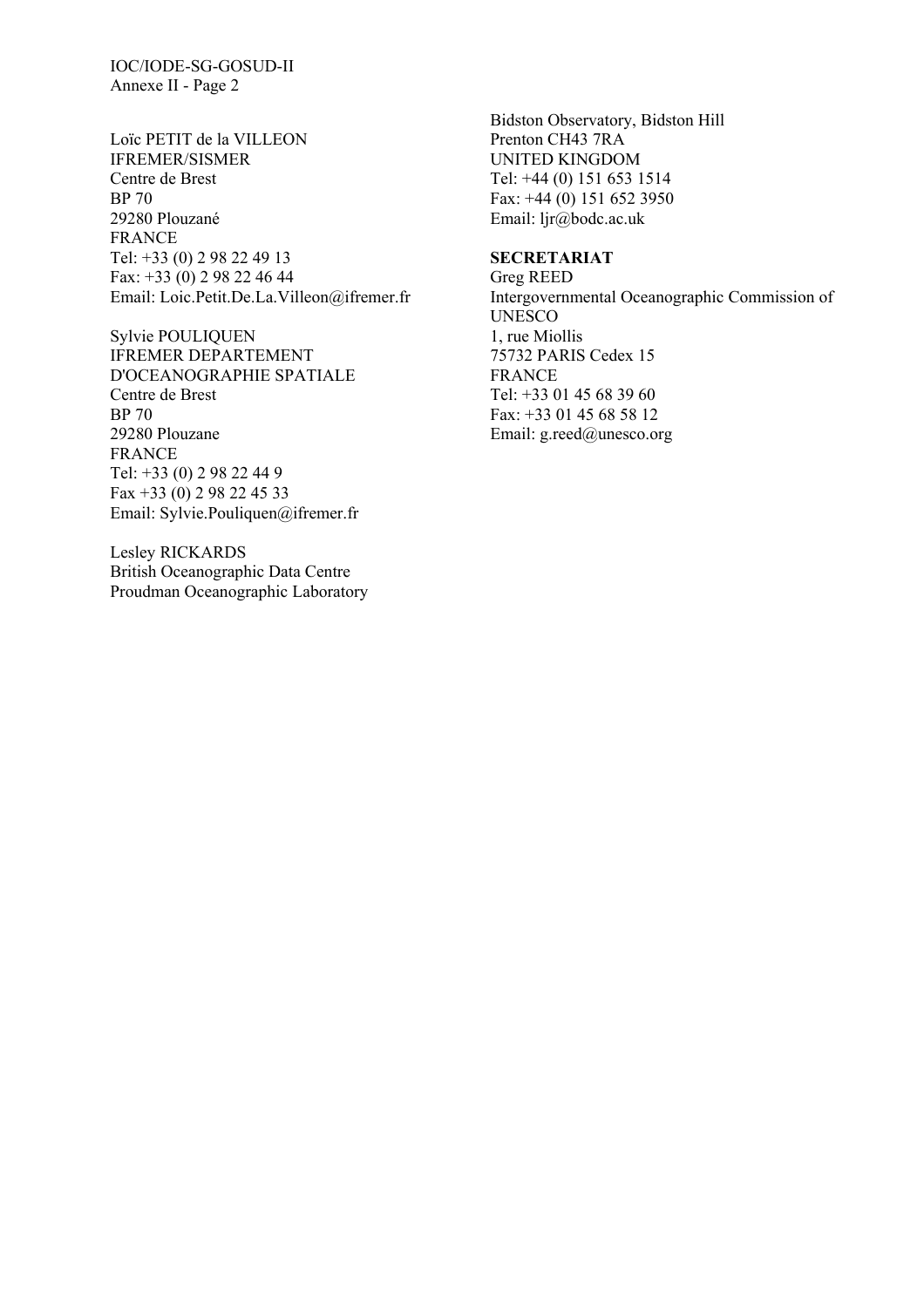Loïc PETIT de la VILLEON
IFREMER/SISMER
Centre de Brest
BP 70
29280 Plouzané
FRANCE
Tel: +33 (0) 2 98 22 49 13
Fax: +33 (0) 2 98 22 46 44
Email: Loic.Petit.De.La.Villeon@ifremer.fr

Sylvie POULIQUEN
IFREMER DEPARTEMENT D'OCEANOGRAPHIE SPATIALE
Centre de Brest
BP 70
29280 Plouzane
FRANCE
Tel: +33 (0) 2 98 22 44 9
Fax +33 (0) 2 98 22 45 33
Email: Sylvie.Pouliquen@ifremer.fr

Lesley RICKARDS
British Oceanographic Data Centre
Proudman Oceanographic Laboratory
Bidston Observatory, Bidston Hill
Prenton CH43 7RA
UNITED KINGDOM
Tel: +44 (0) 151 653 1514
Fax: +44 (0) 151 652 3950
Email: ljr@bodc.ac.uk

**SECRETARIAT**

Greg REED
Intergovernmental Oceanographic Commission of UNESCO
1, rue Miollis
75732 PARIS Cedex 15
FRANCE
Tel: +33 01 45 68 39 60
Fax: +33 01 45 68 58 12
Email: g.reed@unesco.org